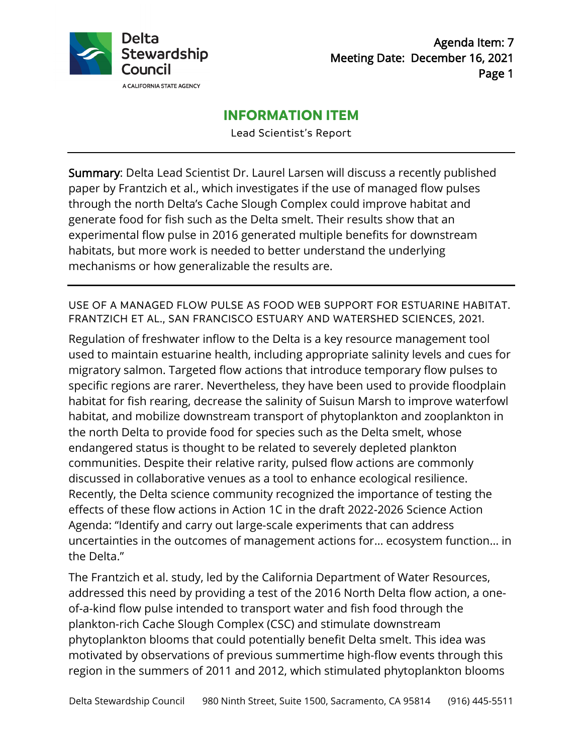Agenda Item: 7
Meeting Date: December 16, 2021

# INFORMATION ITEM

Lead Scientist's Report

---

**Summary**: Delta Lead Scientist Dr. Laurel Larsen will discuss a recently published paper by Frantzich et al., which investigates if the use of managed flow pulses through the north Delta's Cache Slough Complex could improve habitat and generate food for fish such as the Delta smelt. Their results show that an experimental flow pulse in 2016 generated multiple benefits for downstream habitats, but more work is needed to better understand the underlying mechanisms or how generalizable the results are.

---

## USE OF A MANAGED FLOW PULSE AS FOOD WEB SUPPORT FOR ESTUARINE HABITAT. FRANTZICH ET AL., SAN FRANCISCO ESTUARY AND WATERSHED SCIENCES, 2021.

Regulation of freshwater inflow to the Delta is a key resource management tool used to maintain estuarine health, including appropriate salinity levels and cues for migratory salmon. Targeted flow actions that introduce temporary flow pulses to specific regions are rarer. Nevertheless, they have been used to provide floodplain habitat for fish rearing, decrease the salinity of Suisun Marsh to improve waterfowl habitat, and mobilize downstream transport of phytoplankton and zooplankton in the north Delta to provide food for species such as the Delta smelt, whose endangered status is thought to be related to severely depleted plankton communities. Despite their relative rarity, pulsed flow actions are commonly discussed in collaborative venues as a tool to enhance ecological resilience. Recently, the Delta science community recognized the importance of testing the effects of these flow actions in Action 1C in the draft 2022-2026 Science Action Agenda: "Identify and carry out large-scale experiments that can address uncertainties in the outcomes of management actions for… ecosystem function… in the Delta."

The Frantzich et al. study, led by the California Department of Water Resources, addressed this need by providing a test of the 2016 North Delta flow action, a one-of-a-kind flow pulse intended to transport water and fish food through the plankton-rich Cache Slough Complex (CSC) and stimulate downstream phytoplankton blooms that could potentially benefit Delta smelt. This idea was motivated by observations of previous summertime high-flow events through this region in the summers of 2011 and 2012, which stimulated phytoplankton blooms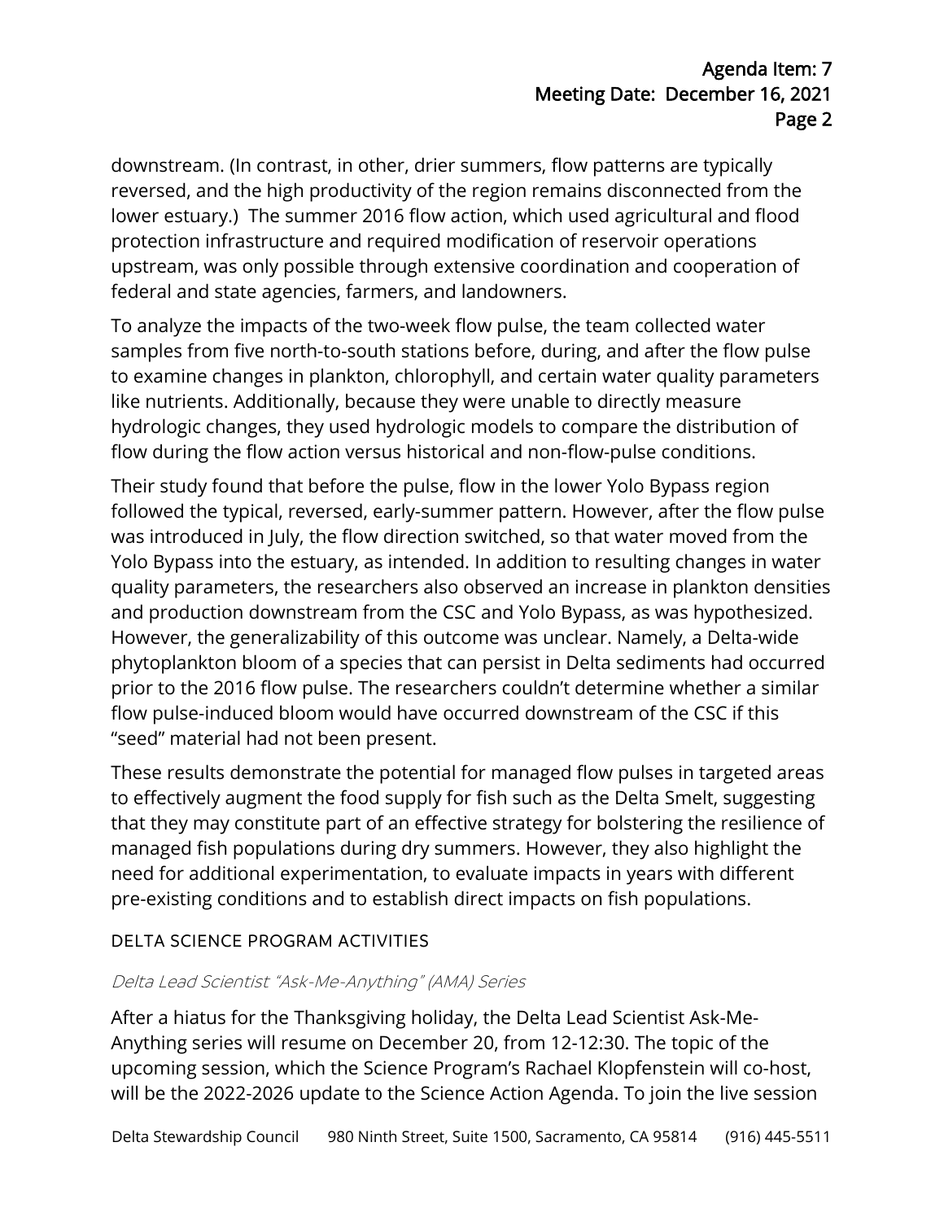downstream. (In contrast, in other, drier summers, flow patterns are typically reversed, and the high productivity of the region remains disconnected from the lower estuary.) The summer 2016 flow action, which used agricultural and flood protection infrastructure and required modification of reservoir operations upstream, was only possible through extensive coordination and cooperation of federal and state agencies, farmers, and landowners.

To analyze the impacts of the two-week flow pulse, the team collected water samples from five north-to-south stations before, during, and after the flow pulse to examine changes in plankton, chlorophyll, and certain water quality parameters like nutrients. Additionally, because they were unable to directly measure hydrologic changes, they used hydrologic models to compare the distribution of flow during the flow action versus historical and non-flow-pulse conditions.

Their study found that before the pulse, flow in the lower Yolo Bypass region followed the typical, reversed, early-summer pattern. However, after the flow pulse was introduced in July, the flow direction switched, so that water moved from the Yolo Bypass into the estuary, as intended. In addition to resulting changes in water quality parameters, the researchers also observed an increase in plankton densities and production downstream from the CSC and Yolo Bypass, as was hypothesized. However, the generalizability of this outcome was unclear. Namely, a Delta-wide phytoplankton bloom of a species that can persist in Delta sediments had occurred prior to the 2016 flow pulse. The researchers couldn't determine whether a similar flow pulse-induced bloom would have occurred downstream of the CSC if this "seed" material had not been present.

These results demonstrate the potential for managed flow pulses in targeted areas to effectively augment the food supply for fish such as the Delta Smelt, suggesting that they may constitute part of an effective strategy for bolstering the resilience of managed fish populations during dry summers. However, they also highlight the need for additional experimentation, to evaluate impacts in years with different pre-existing conditions and to establish direct impacts on fish populations.

## DELTA SCIENCE PROGRAM ACTIVITIES

### *Delta Lead Scientist "Ask-Me-Anything" (AMA) Series*

After a hiatus for the Thanksgiving holiday, the Delta Lead Scientist Ask-Me-Anything series will resume on December 20, from 12-12:30. The topic of the upcoming session, which the Science Program's Rachael Klopfenstein will co-host, will be the 2022-2026 update to the Science Action Agenda. To join the live session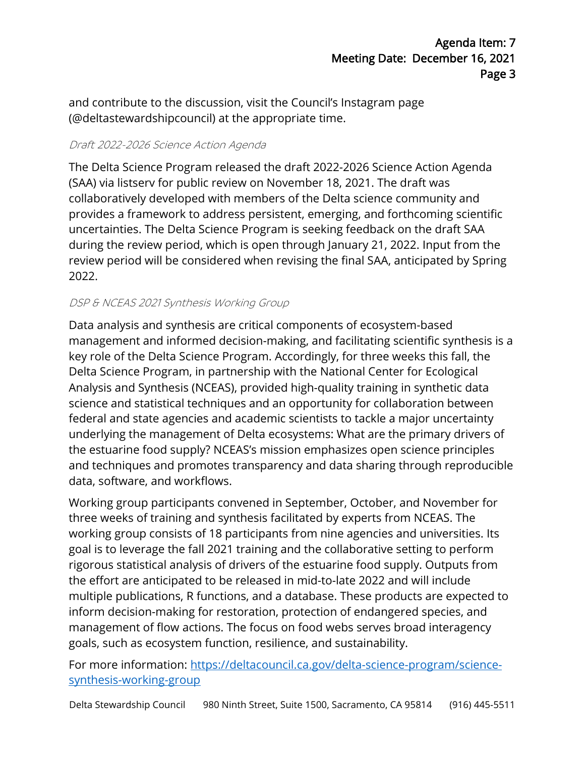and contribute to the discussion, visit the Council's Instagram page (@deltastewardshipcouncil) at the appropriate time.

*Draft 2022-2026 Science Action Agenda*

The Delta Science Program released the draft 2022-2026 Science Action Agenda (SAA) via listserv for public review on November 18, 2021. The draft was collaboratively developed with members of the Delta science community and provides a framework to address persistent, emerging, and forthcoming scientific uncertainties. The Delta Science Program is seeking feedback on the draft SAA during the review period, which is open through January 21, 2022. Input from the review period will be considered when revising the final SAA, anticipated by Spring 2022.

*DSP & NCEAS 2021 Synthesis Working Group*

Data analysis and synthesis are critical components of ecosystem-based management and informed decision-making, and facilitating scientific synthesis is a key role of the Delta Science Program. Accordingly, for three weeks this fall, the Delta Science Program, in partnership with the National Center for Ecological Analysis and Synthesis (NCEAS), provided high-quality training in synthetic data science and statistical techniques and an opportunity for collaboration between federal and state agencies and academic scientists to tackle a major uncertainty underlying the management of Delta ecosystems: What are the primary drivers of the estuarine food supply? NCEAS's mission emphasizes open science principles and techniques and promotes transparency and data sharing through reproducible data, software, and workflows.

Working group participants convened in September, October, and November for three weeks of training and synthesis facilitated by experts from NCEAS. The working group consists of 18 participants from nine agencies and universities. Its goal is to leverage the fall 2021 training and the collaborative setting to perform rigorous statistical analysis of drivers of the estuarine food supply. Outputs from the effort are anticipated to be released in mid-to-late 2022 and will include multiple publications, R functions, and a database. These products are expected to inform decision-making for restoration, protection of endangered species, and management of flow actions. The focus on food webs serves broad interagency goals, such as ecosystem function, resilience, and sustainability.

For more information: [https://deltacouncil.ca.gov/delta-science-program/science-synthesis-working-group](https://deltacouncil.ca.gov/delta-science-program/science-synthesis-working-group)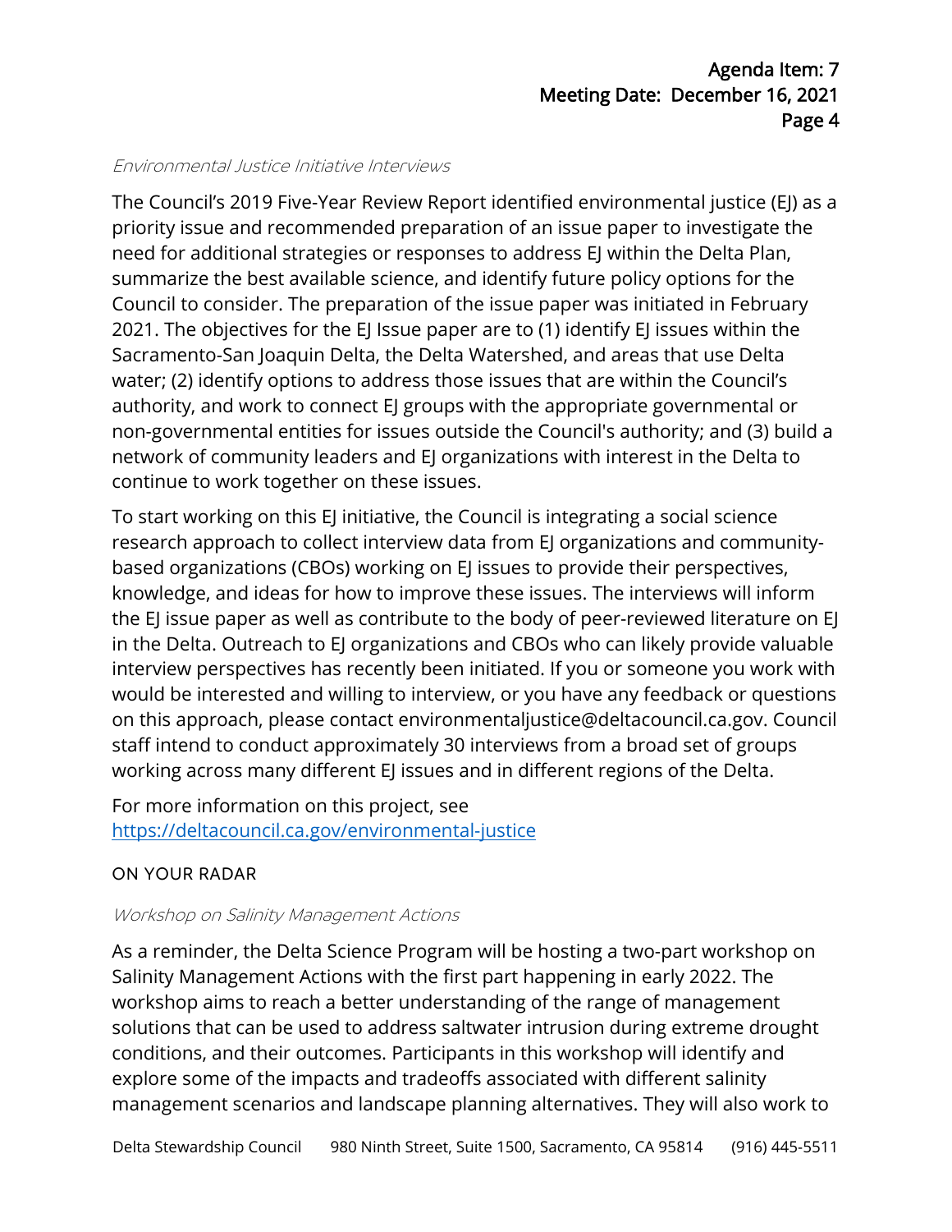*Environmental Justice Initiative Interviews*

The Council's 2019 Five-Year Review Report identified environmental justice (EJ) as a priority issue and recommended preparation of an issue paper to investigate the need for additional strategies or responses to address EJ within the Delta Plan, summarize the best available science, and identify future policy options for the Council to consider. The preparation of the issue paper was initiated in February 2021. The objectives for the EJ Issue paper are to (1) identify EJ issues within the Sacramento-San Joaquin Delta, the Delta Watershed, and areas that use Delta water; (2) identify options to address those issues that are within the Council's authority, and work to connect EJ groups with the appropriate governmental or non-governmental entities for issues outside the Council's authority; and (3) build a network of community leaders and EJ organizations with interest in the Delta to continue to work together on these issues.

To start working on this EJ initiative, the Council is integrating a social science research approach to collect interview data from EJ organizations and community-based organizations (CBOs) working on EJ issues to provide their perspectives, knowledge, and ideas for how to improve these issues. The interviews will inform the EJ issue paper as well as contribute to the body of peer-reviewed literature on EJ in the Delta. Outreach to EJ organizations and CBOs who can likely provide valuable interview perspectives has recently been initiated. If you or someone you work with would be interested and willing to interview, or you have any feedback or questions on this approach, please contact environmentaljustice@deltacouncil.ca.gov. Council staff intend to conduct approximately 30 interviews from a broad set of groups working across many different EJ issues and in different regions of the Delta.

For more information on this project, see [https://deltacouncil.ca.gov/environmental-justice](https://deltacouncil.ca.gov/environmental-justice)

## ON YOUR RADAR

*Workshop on Salinity Management Actions*

As a reminder, the Delta Science Program will be hosting a two-part workshop on Salinity Management Actions with the first part happening in early 2022. The workshop aims to reach a better understanding of the range of management solutions that can be used to address saltwater intrusion during extreme drought conditions, and their outcomes. Participants in this workshop will identify and explore some of the impacts and tradeoffs associated with different salinity management scenarios and landscape planning alternatives. They will also work to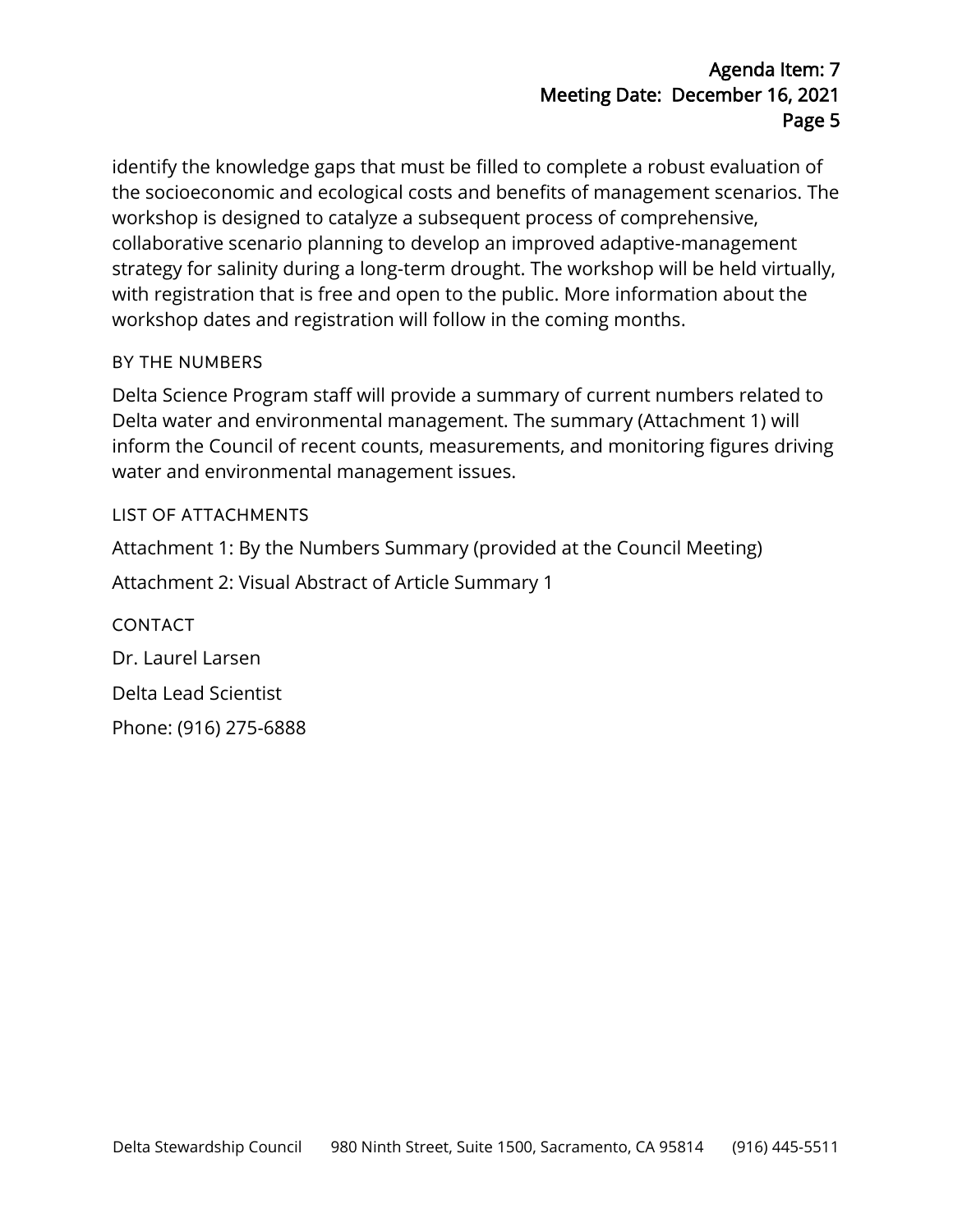identify the knowledge gaps that must be filled to complete a robust evaluation of the socioeconomic and ecological costs and benefits of management scenarios. The workshop is designed to catalyze a subsequent process of comprehensive, collaborative scenario planning to develop an improved adaptive-management strategy for salinity during a long-term drought. The workshop will be held virtually, with registration that is free and open to the public. More information about the workshop dates and registration will follow in the coming months.

## BY THE NUMBERS

Delta Science Program staff will provide a summary of current numbers related to Delta water and environmental management. The summary (Attachment 1) will inform the Council of recent counts, measurements, and monitoring figures driving water and environmental management issues.

## LIST OF ATTACHMENTS

Attachment 1: By the Numbers Summary (provided at the Council Meeting)

Attachment 2: Visual Abstract of Article Summary 1

## CONTACT

Dr. Laurel Larsen

Delta Lead Scientist

Phone: (916) 275-6888